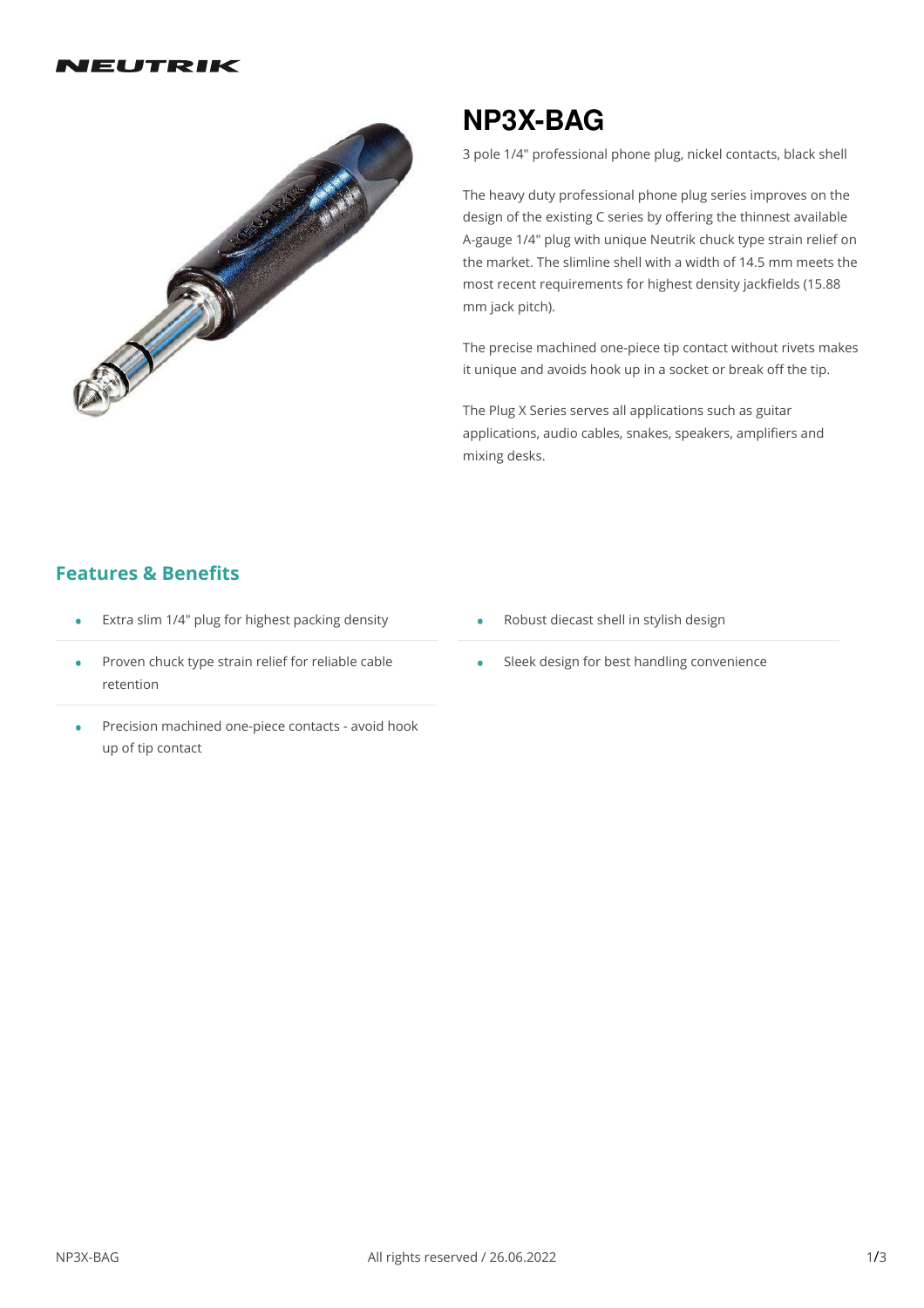NEUTRIK

# NP3X-BAG

3 pole 1/4" professional phone plug, nickel contacts, black shell

The heavy duty professional phone plug series improves on the design of the existing C series by offering the thinnest available A-gauge 1/4" plug with unique Neutrik chuck type strain relief on the market. The slimline shell with a width of 14.5 mm meets the most recent requirements for highest density jackfields (15.88 mm jack pitch).

The precise machined one-piece tip contact without rivets makes it unique and avoids hook up in a socket or break off the tip.

The Plug X Series serves all applications such as guitar applications, audio cables, snakes, speakers, amplifiers and mixing desks.

## Features & Benefits

- Extra slim 1/4" plug for highest packing density
- Proven chuck type strain relief for reliable cable retention
- Precision machined one-piece contacts - avoid hook up of tip contact
- Robust diecast shell in stylish design
- Sleek design for best handling convenience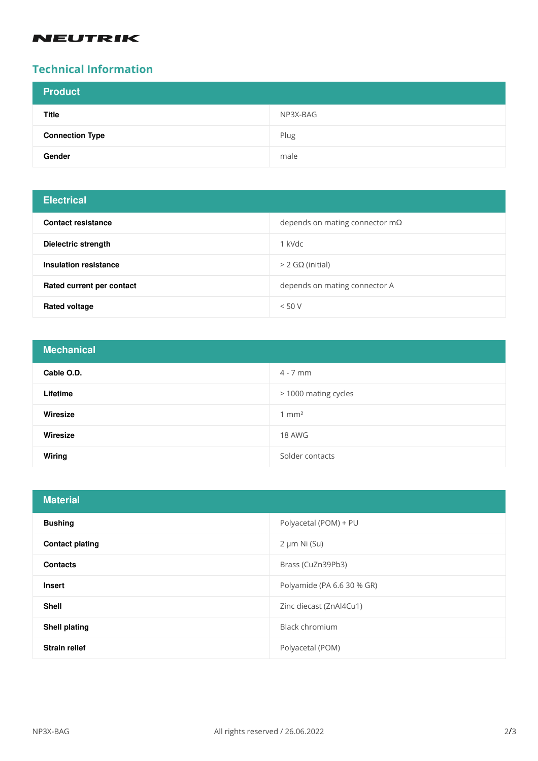# Technical Information

| Product | |
|---|---|
| **Title** | NP3X-BAG |
| **Connection Type** | Plug |
| **Gender** | male |

| Electrical | |
|---|---|
| **Contact resistance** | depends on mating connector mΩ |
| **Dielectric strength** | 1 kVdc |
| **Insulation resistance** | > 2 GΩ (initial) |
| **Rated current per contact** | depends on mating connector A |
| **Rated voltage** | < 50 V |

| Mechanical | |
|---|---|
| **Cable O.D.** | 4 - 7 mm |
| **Lifetime** | > 1000 mating cycles |
| **Wiresize** | 1 mm² |
| **Wiresize** | 18 AWG |
| **Wiring** | Solder contacts |

| Material | |
|---|---|
| **Bushing** | Polyacetal (POM) + PU |
| **Contact plating** | 2 µm Ni (Su) |
| **Contacts** | Brass (CuZn39Pb3) |
| **Insert** | Polyamide (PA 6.6 30 % GR) |
| **Shell** | Zinc diecast (ZnAl4Cu1) |
| **Shell plating** | Black chromium |
| **Strain relief** | Polyacetal (POM) |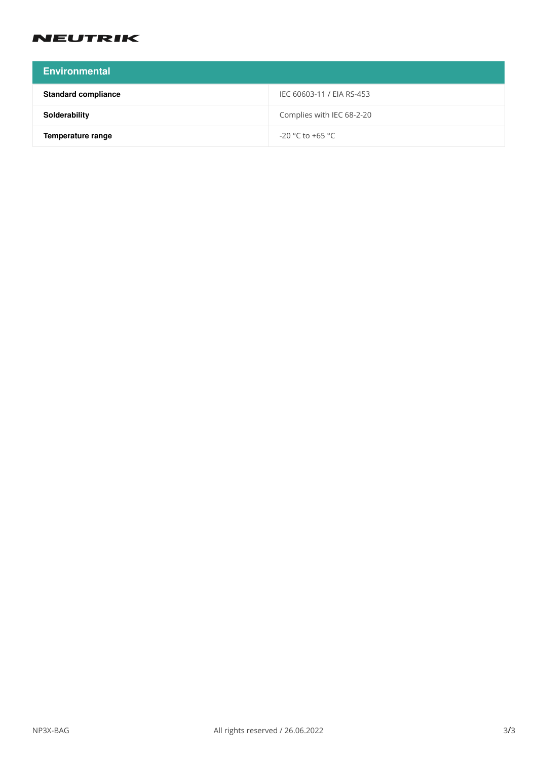## Environmental

| | |
|---|---|
| **Standard compliance** | IEC 60603-11 / EIA RS-453 |
| **Solderability** | Complies with IEC 68-2-20 |
| **Temperature range** | -20 °C to +65 °C |